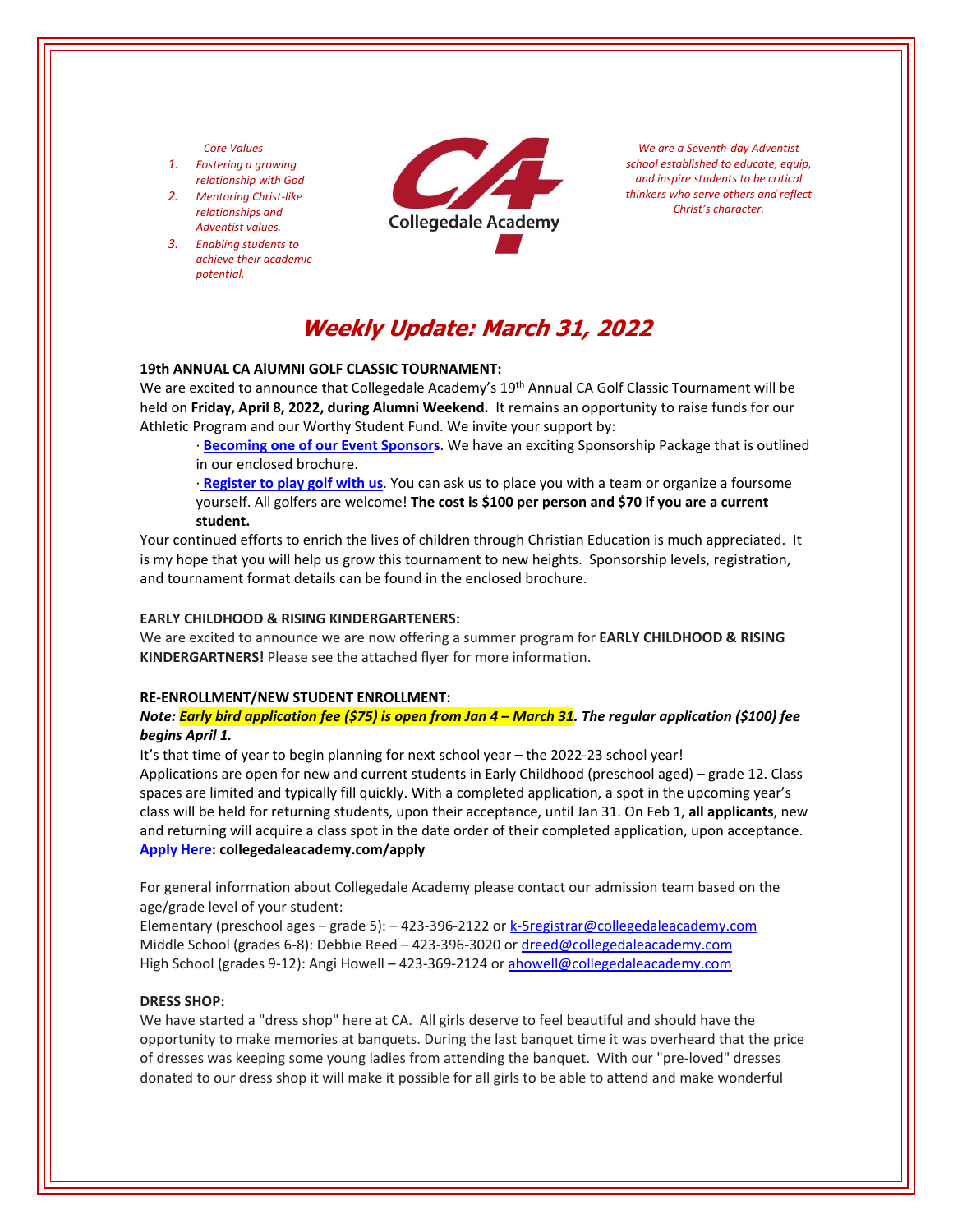*Core Values*

1. *Fostering a growing relationship with God*
2. *Mentoring Christ-like relationships and Adventist values.*
3. *Enabling students to achieve their academic potential.*

Collegedale Academy

*We are a Seventh-day Adventist school established to educate, equip, and inspire students to be critical thinkers who serve others and reflect Christ's character.*

# *Weekly Update: March 31, 2022*

**19th ANNUAL CA AlUMNI GOLF CLASSIC TOURNAMENT:**

We are excited to announce that Collegedale Academy's 19th Annual CA Golf Classic Tournament will be held on **Friday, April 8, 2022, during Alumni Weekend.** It remains an opportunity to raise funds for our Athletic Program and our Worthy Student Fund. We invite your support by:

· **Becoming one of our Event Sponsors**. We have an exciting Sponsorship Package that is outlined in our enclosed brochure.

· **Register to play golf with us**. You can ask us to place you with a team or organize a foursome yourself. All golfers are welcome! **The cost is $100 per person and $70 if you are a current student.**

Your continued efforts to enrich the lives of children through Christian Education is much appreciated. It is my hope that you will help us grow this tournament to new heights. Sponsorship levels, registration, and tournament format details can be found in the enclosed brochure.

**EARLY CHILDHOOD & RISING KINDERGARTENERS:**

We are excited to announce we are now offering a summer program for **EARLY CHILDHOOD & RISING KINDERGARTNERS!** Please see the attached flyer for more information.

**RE-ENROLLMENT/NEW STUDENT ENROLLMENT:**

***Note: Early bird application fee ($75) is open from Jan 4 – March 31. The regular application ($100) fee begins April 1.***

It's that time of year to begin planning for next school year – the 2022-23 school year!

Applications are open for new and current students in Early Childhood (preschool aged) – grade 12. Class spaces are limited and typically fill quickly. With a completed application, a spot in the upcoming year's class will be held for returning students, upon their acceptance, until Jan 31. On Feb 1, **all applicants**, new and returning will acquire a class spot in the date order of their completed application, upon acceptance.

**Apply Here: collegedaleacademy.com/apply**

For general information about Collegedale Academy please contact our admission team based on the age/grade level of your student:

Elementary (preschool ages – grade 5): – 423-396-2122 or k-5registrar@collegedaleacademy.com

Middle School (grades 6-8): Debbie Reed – 423-396-3020 or dreed@collegedaleacademy.com

High School (grades 9-12): Angi Howell – 423-369-2124 or ahowell@collegedaleacademy.com

**DRESS SHOP:**

We have started a "dress shop" here at CA. All girls deserve to feel beautiful and should have the opportunity to make memories at banquets. During the last banquet time it was overheard that the price of dresses was keeping some young ladies from attending the banquet. With our "pre-loved" dresses donated to our dress shop it will make it possible for all girls to be able to attend and make wonderful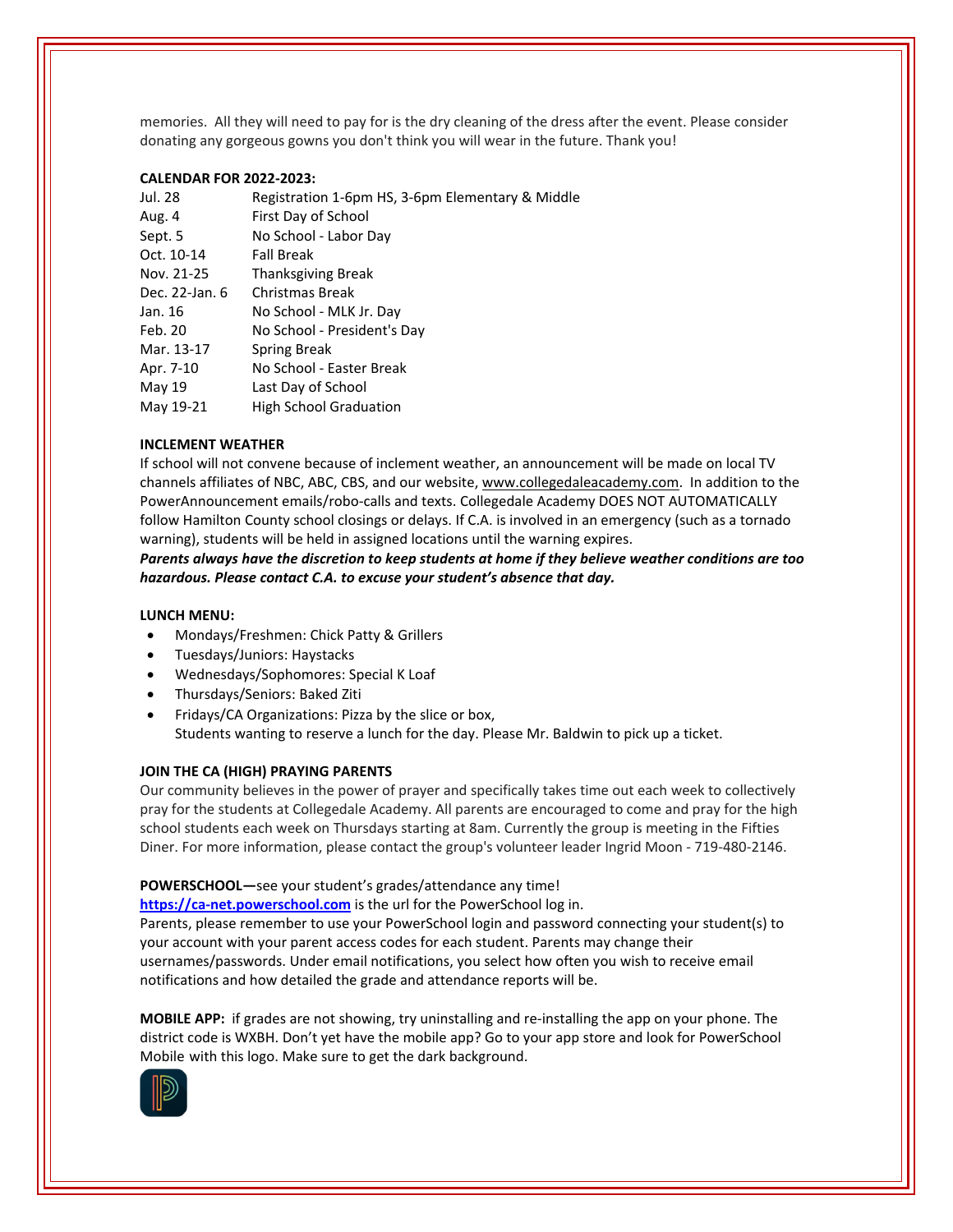memories. All they will need to pay for is the dry cleaning of the dress after the event. Please consider donating any gorgeous gowns you don't think you will wear in the future. Thank you!

**CALENDAR FOR 2022-2023:**

| | |
|---|---|
| Jul. 28 | Registration 1-6pm HS, 3-6pm Elementary & Middle |
| Aug. 4 | First Day of School |
| Sept. 5 | No School - Labor Day |
| Oct. 10-14 | Fall Break |
| Nov. 21-25 | Thanksgiving Break |
| Dec. 22-Jan. 6 | Christmas Break |
| Jan. 16 | No School - MLK Jr. Day |
| Feb. 20 | No School - President's Day |
| Mar. 13-17 | Spring Break |
| Apr. 7-10 | No School - Easter Break |
| May 19 | Last Day of School |
| May 19-21 | High School Graduation |

**INCLEMENT WEATHER**

If school will not convene because of inclement weather, an announcement will be made on local TV channels affiliates of NBC, ABC, CBS, and our website, www.collegedaleacademy.com. In addition to the PowerAnnouncement emails/robo-calls and texts. Collegedale Academy DOES NOT AUTOMATICALLY follow Hamilton County school closings or delays. If C.A. is involved in an emergency (such as a tornado warning), students will be held in assigned locations until the warning expires.

***Parents always have the discretion to keep students at home if they believe weather conditions are too hazardous. Please contact C.A. to excuse your student's absence that day.***

**LUNCH MENU:**

- Mondays/Freshmen: Chick Patty & Grillers
- Tuesdays/Juniors: Haystacks
- Wednesdays/Sophomores: Special K Loaf
- Thursdays/Seniors: Baked Ziti
- Fridays/CA Organizations: Pizza by the slice or box,
  Students wanting to reserve a lunch for the day. Please Mr. Baldwin to pick up a ticket.

**JOIN THE CA (HIGH) PRAYING PARENTS**

Our community believes in the power of prayer and specifically takes time out each week to collectively pray for the students at Collegedale Academy. All parents are encouraged to come and pray for the high school students each week on Thursdays starting at 8am. Currently the group is meeting in the Fifties Diner. For more information, please contact the group's volunteer leader Ingrid Moon - 719-480-2146.

**POWERSCHOOL—**see your student's grades/attendance any time!

**https://ca-net.powerschool.com** is the url for the PowerSchool log in.

Parents, please remember to use your PowerSchool login and password connecting your student(s) to your account with your parent access codes for each student. Parents may change their usernames/passwords. Under email notifications, you select how often you wish to receive email notifications and how detailed the grade and attendance reports will be.

**MOBILE APP:** if grades are not showing, try uninstalling and re-installing the app on your phone. The district code is WXBH. Don't yet have the mobile app? Go to your app store and look for PowerSchool Mobile with this logo. Make sure to get the dark background.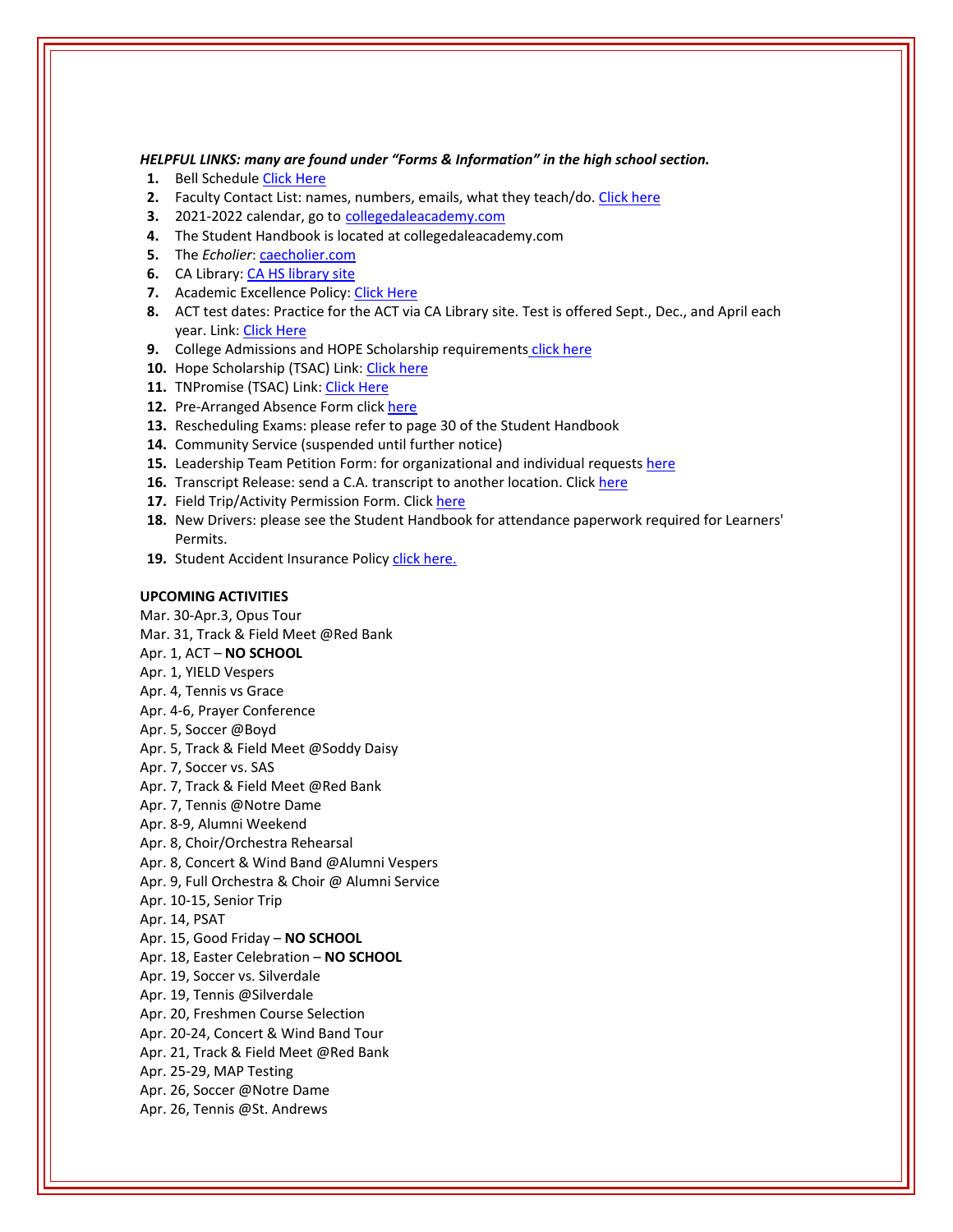***HELPFUL LINKS: many are found under "Forms & Information" in the high school section.***

1. Bell Schedule Click Here
2. Faculty Contact List: names, numbers, emails, what they teach/do. Click here
3. 2021-2022 calendar, go to collegedaleacademy.com
4. The Student Handbook is located at collegedaleacademy.com
5. The *Echolier*: caecholier.com
6. CA Library: CA HS library site
7. Academic Excellence Policy: Click Here
8. ACT test dates: Practice for the ACT via CA Library site. Test is offered Sept., Dec., and April each year. Link: Click Here
9. College Admissions and HOPE Scholarship requirements click here
10. Hope Scholarship (TSAC) Link: Click here
11. TNPromise (TSAC) Link: Click Here
12. Pre-Arranged Absence Form click here
13. Rescheduling Exams: please refer to page 30 of the Student Handbook
14. Community Service (suspended until further notice)
15. Leadership Team Petition Form: for organizational and individual requests here
16. Transcript Release: send a C.A. transcript to another location. Click here
17. Field Trip/Activity Permission Form. Click here
18. New Drivers: please see the Student Handbook for attendance paperwork required for Learners' Permits.
19. Student Accident Insurance Policy click here.

**UPCOMING ACTIVITIES**

Mar. 30-Apr.3, Opus Tour
Mar. 31, Track & Field Meet @Red Bank
Apr. 1, ACT – **NO SCHOOL**
Apr. 1, YIELD Vespers
Apr. 4, Tennis vs Grace
Apr. 4-6, Prayer Conference
Apr. 5, Soccer @Boyd
Apr. 5, Track & Field Meet @Soddy Daisy
Apr. 7, Soccer vs. SAS
Apr. 7, Track & Field Meet @Red Bank
Apr. 7, Tennis @Notre Dame
Apr. 8-9, Alumni Weekend
Apr. 8, Choir/Orchestra Rehearsal
Apr. 8, Concert & Wind Band @Alumni Vespers
Apr. 9, Full Orchestra & Choir @ Alumni Service
Apr. 10-15, Senior Trip
Apr. 14, PSAT
Apr. 15, Good Friday – **NO SCHOOL**
Apr. 18, Easter Celebration – **NO SCHOOL**
Apr. 19, Soccer vs. Silverdale
Apr. 19, Tennis @Silverdale
Apr. 20, Freshmen Course Selection
Apr. 20-24, Concert & Wind Band Tour
Apr. 21, Track & Field Meet @Red Bank
Apr. 25-29, MAP Testing
Apr. 26, Soccer @Notre Dame
Apr. 26, Tennis @St. Andrews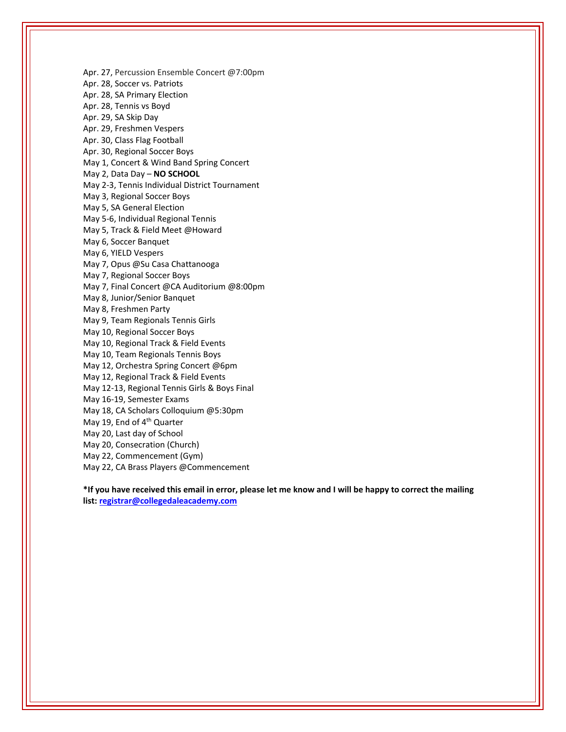Apr. 27, Percussion Ensemble Concert @7:00pm
Apr. 28, Soccer vs. Patriots
Apr. 28, SA Primary Election
Apr. 28, Tennis vs Boyd
Apr. 29, SA Skip Day
Apr. 29, Freshmen Vespers
Apr. 30, Class Flag Football
Apr. 30, Regional Soccer Boys
May 1, Concert & Wind Band Spring Concert
May 2, Data Day – **NO SCHOOL**
May 2-3, Tennis Individual District Tournament
May 3, Regional Soccer Boys
May 5, SA General Election
May 5-6, Individual Regional Tennis
May 5, Track & Field Meet @Howard
May 6, Soccer Banquet
May 6, YIELD Vespers
May 7, Opus @Su Casa Chattanooga
May 7, Regional Soccer Boys
May 7, Final Concert @CA Auditorium @8:00pm
May 8, Junior/Senior Banquet
May 8, Freshmen Party
May 9, Team Regionals Tennis Girls
May 10, Regional Soccer Boys
May 10, Regional Track & Field Events
May 10, Team Regionals Tennis Boys
May 12, Orchestra Spring Concert @6pm
May 12, Regional Track & Field Events
May 12-13, Regional Tennis Girls & Boys Final
May 16-19, Semester Exams
May 18, CA Scholars Colloquium @5:30pm
May 19, End of 4th Quarter
May 20, Last day of School
May 20, Consecration (Church)
May 22, Commencement (Gym)
May 22, CA Brass Players @Commencement

**\*If you have received this email in error, please let me know and I will be happy to correct the mailing list: registrar@collegedaleacademy.com**